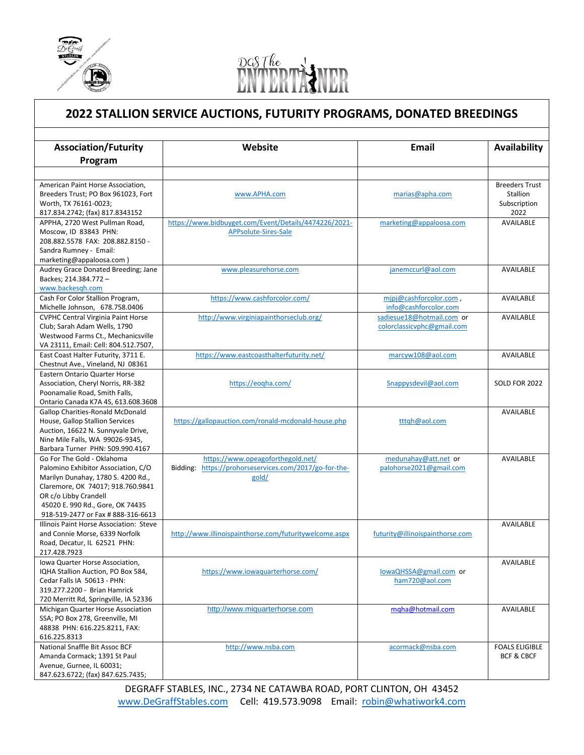# 2022 STALLION SERVICE AUCTIONS, FUTURITY PROGRAMS, DONATED BREEDINGS

| Association/Futurity Program | Website | Email | Availability |
|---|---|---|---|
| | | | |
| American Paint Horse Association, Breeders Trust; PO Box 961023, Fort Worth, TX 76161-0023; 817.834.2742; (fax) 817.8343152 | www.APHA.com | marias@apha.com | Breeders Trust Stallion Subscription 2022 |
| APPHA, 2720 West Pullman Road, Moscow, ID 83843 PHN: 208.882.5578 FAX: 208.882.8150 - Sandra Rumney - Email: marketing@appaloosa.com ) | https://www.bidbuyget.com/Event/Details/4474226/2021-APPsolute-Sires-Sale | marketing@appaloosa.com | AVAILABLE |
| Audrey Grace Donated Breeding; Jane Backes; 214.384.772 – www.backesqh.com | www.pleasurehorse.com | janemccurl@aol.com | AVAILABLE |
| Cash For Color Stallion Program, Michelle Johnson, 678.758.0406 | https://www.cashforcolor.com/ | mjpj@cashforcolor.com , info@cashforcolor.com | AVAILABLE |
| CVPHC Central Virginia Paint Horse Club; Sarah Adam Wells, 1790 Westwood Farms Ct., Mechanicsville VA 23111, Email: Cell: 804.512.7507, | http://www.virginiapainthorseclub.org/ | sadiesue18@hotmail.com or colorclassicvphc@gmail.com | AVAILABLE |
| East Coast Halter Futurity, 3711 E. Chestnut Ave., Vineland, NJ 08361 | https://www.eastcoasthalterfuturity.net/ | marcyw108@aol.com | AVAILABLE |
| Eastern Ontario Quarter Horse Association, Cheryl Norris, RR-382 Poonamalie Road, Smith Falls, Ontario Canada K7A 4S, 613.608.3608 | https://eoqha.com/ | Snappysdevil@aol.com | SOLD FOR 2022 |
| Gallop Charities-Ronald McDonald House, Gallop Stallion Services Auction, 16622 N. Sunnyvale Drive, Nine Mile Falls, WA 99026-9345, Barbara Turner PHN: 509.990.4167 | https://gallopauction.com/ronald-mcdonald-house.php | tttqh@aol.com | AVAILABLE |
| Go For The Gold - Oklahoma Palomino Exhibitor Association, C/O Marilyn Dunahay, 1780 S. 4200 Rd., Claremore, OK 74017; 918.760.9841 OR c/o Libby Crandell 45020 E. 990 Rd., Gore, OK 74435 918-519-2477 or Fax # 888-316-6613 | https://www.opeagoforthegold.net/ Bidding: https://prohorseservices.com/2017/go-for-the-gold/ | medunahay@att.net or palohorse2021@gmail.com | AVAILABLE |
| Illinois Paint Horse Association: Steve and Connie Morse, 6339 Norfolk Road, Decatur, IL 62521 PHN: 217.428.7923 | http://www.illinoispainthorse.com/futuritywelcome.aspx | futurity@illinoispainthorse.com | AVAILABLE |
| Iowa Quarter Horse Association, IQHA Stallion Auction, PO Box 584, Cedar Falls IA 50613 - PHN: 319.277.2200 - Brian Hamrick 720 Merritt Rd, Springville, IA 52336 | https://www.iowaquarterhorse.com/ | IowaQHSSA@gmail.com or ham720@aol.com | AVAILABLE |
| Michigan Quarter Horse Association SSA; PO Box 278, Greenville, MI 48838 PHN: 616.225.8211, FAX: 616.225.8313 | http://www.miquarterhorse.com | mqha@hotmail.com | AVAILABLE |
| National Snaffle Bit Assoc BCF Amanda Cormack; 1391 St Paul Avenue, Gurnee, IL 60031; 847.623.6722; (fax) 847.625.7435; | http://www.nsba.com | acormack@nsba.com | FOALS ELIGIBLE BCF & CBCF |

DEGRAFF STABLES, INC., 2734 NE CATAWBA ROAD, PORT CLINTON, OH 43452
www.DeGraffStables.com Cell: 419.573.9098 Email: robin@whatiwork4.com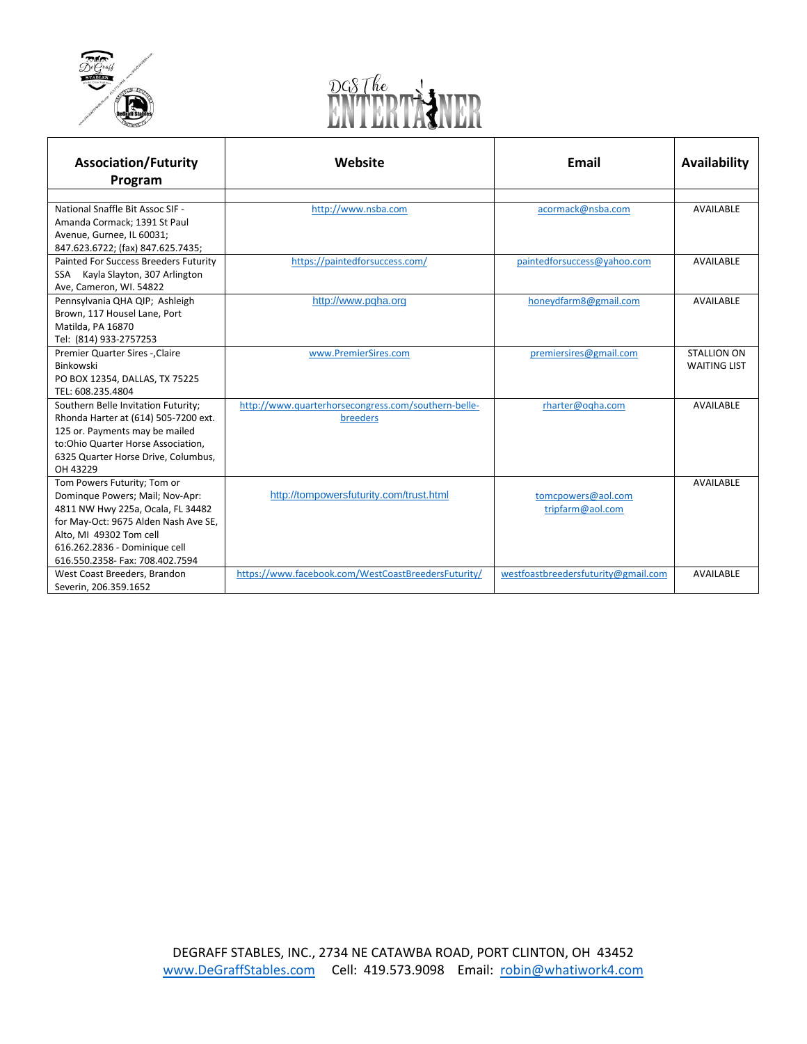DGS The ENTERTAINER

| Association/Futurity Program | Website | Email | Availability |
|---|---|---|---|
| | | | |
| National Snaffle Bit Assoc SIF - Amanda Cormack; 1391 St Paul Avenue, Gurnee, IL 60031; 847.623.6722; (fax) 847.625.7435; | http://www.nsba.com | acormack@nsba.com | AVAILABLE |
| Painted For Success Breeders Futurity SSA Kayla Slayton, 307 Arlington Ave, Cameron, WI. 54822 | https://paintedforsuccess.com/ | paintedforsuccess@yahoo.com | AVAILABLE |
| Pennsylvania QHA QIP; Ashleigh Brown, 117 Housel Lane, Port Matilda, PA 16870 Tel: (814) 933-2757253 | http://www.pqha.org | honeydfarm8@gmail.com | AVAILABLE |
| Premier Quarter Sires -,Claire Binkowski PO BOX 12354, DALLAS, TX 75225 TEL: 608.235.4804 | www.PremierSires.com | premiersires@gmail.com | STALLION ON WAITING LIST |
| Southern Belle Invitation Futurity; Rhonda Harter at (614) 505-7200 ext. 125 or. Payments may be mailed to:Ohio Quarter Horse Association, 6325 Quarter Horse Drive, Columbus, OH 43229 | http://www.quarterhorsecongress.com/southern-belle-breeders | rharter@oqha.com | AVAILABLE |
| Tom Powers Futurity; Tom or Dominque Powers; Mail; Nov-Apr: 4811 NW Hwy 225a, Ocala, FL 34482 for May-Oct: 9675 Alden Nash Ave SE, Alto, MI 49302 Tom cell 616.262.2836 - Dominique cell 616.550.2358- Fax: 708.402.7594 | http://tompowersfuturity.com/trust.html | tomcpowers@aol.com tripfarm@aol.com | AVAILABLE |
| West Coast Breeders, Brandon Severin, 206.359.1652 | https://www.facebook.com/WestCoastBreedersFuturity/ | westfoastbreedersfuturity@gmail.com | AVAILABLE |

DEGRAFF STABLES, INC., 2734 NE CATAWBA ROAD, PORT CLINTON, OH 43452
www.DeGraffStables.com Cell: 419.573.9098 Email: robin@whatiwork4.com